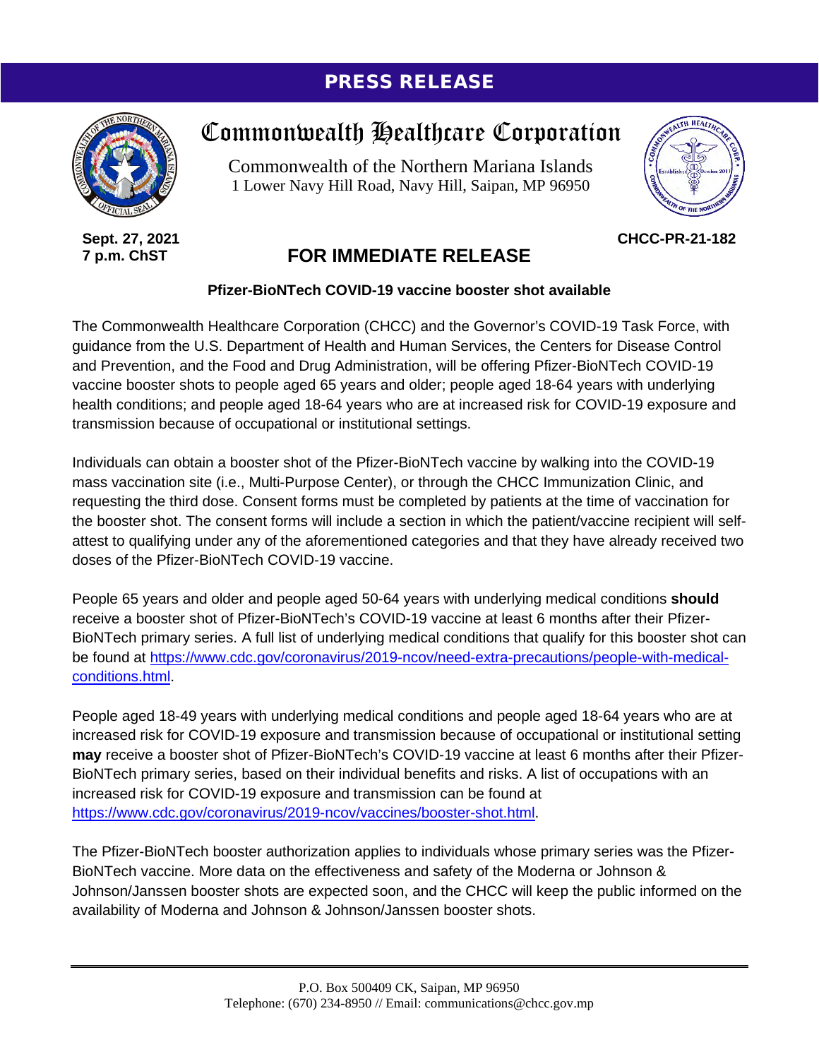**PRESS RELEASE**

# Commonwealth Healthcare Corporation

Commonwealth of the Northern Mariana Islands
1 Lower Navy Hill Road, Navy Hill, Saipan, MP 96950

**Sept. 27, 2021**
**7 p.m. ChST**

**CHCC-PR-21-182**

## FOR IMMEDIATE RELEASE

### Pfizer-BioNTech COVID-19 vaccine booster shot available

The Commonwealth Healthcare Corporation (CHCC) and the Governor's COVID-19 Task Force, with guidance from the U.S. Department of Health and Human Services, the Centers for Disease Control and Prevention, and the Food and Drug Administration, will be offering Pfizer-BioNTech COVID-19 vaccine booster shots to people aged 65 years and older; people aged 18-64 years with underlying health conditions; and people aged 18-64 years who are at increased risk for COVID-19 exposure and transmission because of occupational or institutional settings.

Individuals can obtain a booster shot of the Pfizer-BioNTech vaccine by walking into the COVID-19 mass vaccination site (i.e., Multi-Purpose Center), or through the CHCC Immunization Clinic, and requesting the third dose. Consent forms must be completed by patients at the time of vaccination for the booster shot. The consent forms will include a section in which the patient/vaccine recipient will self-attest to qualifying under any of the aforementioned categories and that they have already received two doses of the Pfizer-BioNTech COVID-19 vaccine.

People 65 years and older and people aged 50-64 years with underlying medical conditions **should** receive a booster shot of Pfizer-BioNTech's COVID-19 vaccine at least 6 months after their Pfizer-BioNTech primary series. A full list of underlying medical conditions that qualify for this booster shot can be found at https://www.cdc.gov/coronavirus/2019-ncov/need-extra-precautions/people-with-medical-conditions.html.

People aged 18-49 years with underlying medical conditions and people aged 18-64 years who are at increased risk for COVID-19 exposure and transmission because of occupational or institutional setting **may** receive a booster shot of Pfizer-BioNTech's COVID-19 vaccine at least 6 months after their Pfizer-BioNTech primary series, based on their individual benefits and risks. A list of occupations with an increased risk for COVID-19 exposure and transmission can be found at https://www.cdc.gov/coronavirus/2019-ncov/vaccines/booster-shot.html.

The Pfizer-BioNTech booster authorization applies to individuals whose primary series was the Pfizer-BioNTech vaccine. More data on the effectiveness and safety of the Moderna or Johnson & Johnson/Janssen booster shots are expected soon, and the CHCC will keep the public informed on the availability of Moderna and Johnson & Johnson/Janssen booster shots.

P.O. Box 500409 CK, Saipan, MP 96950
Telephone: (670) 234-8950 // Email: communications@chcc.gov.mp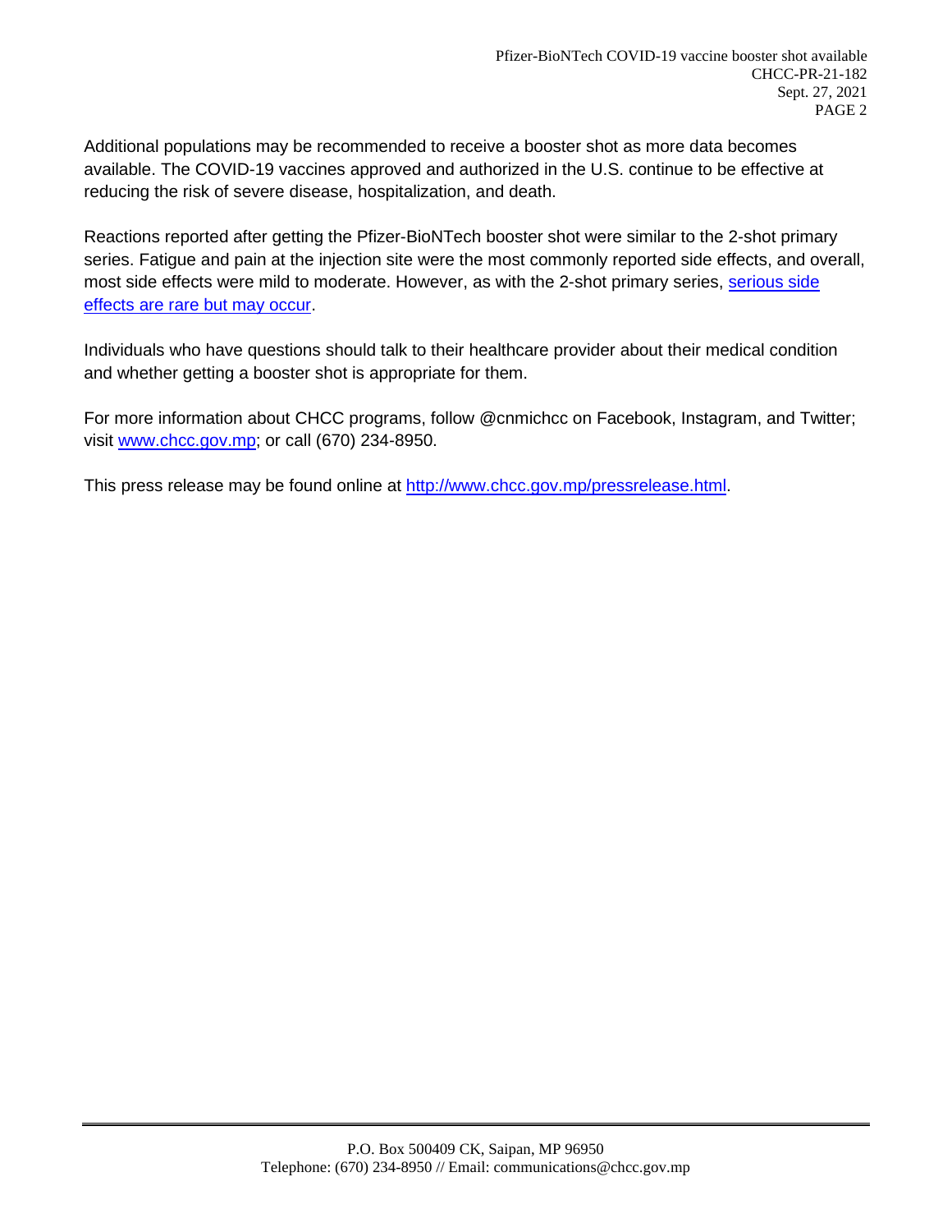Additional populations may be recommended to receive a booster shot as more data becomes available. The COVID-19 vaccines approved and authorized in the U.S. continue to be effective at reducing the risk of severe disease, hospitalization, and death.

Reactions reported after getting the Pfizer-BioNTech booster shot were similar to the 2-shot primary series. Fatigue and pain at the injection site were the most commonly reported side effects, and overall, most side effects were mild to moderate. However, as with the 2-shot primary series, serious side effects are rare but may occur.

Individuals who have questions should talk to their healthcare provider about their medical condition and whether getting a booster shot is appropriate for them.

For more information about CHCC programs, follow @cnmichcc on Facebook, Instagram, and Twitter; visit www.chcc.gov.mp; or call (670) 234-8950.

This press release may be found online at http://www.chcc.gov.mp/pressrelease.html.

P.O. Box 500409 CK, Saipan, MP 96950
Telephone: (670) 234-8950 // Email: communications@chcc.gov.mp